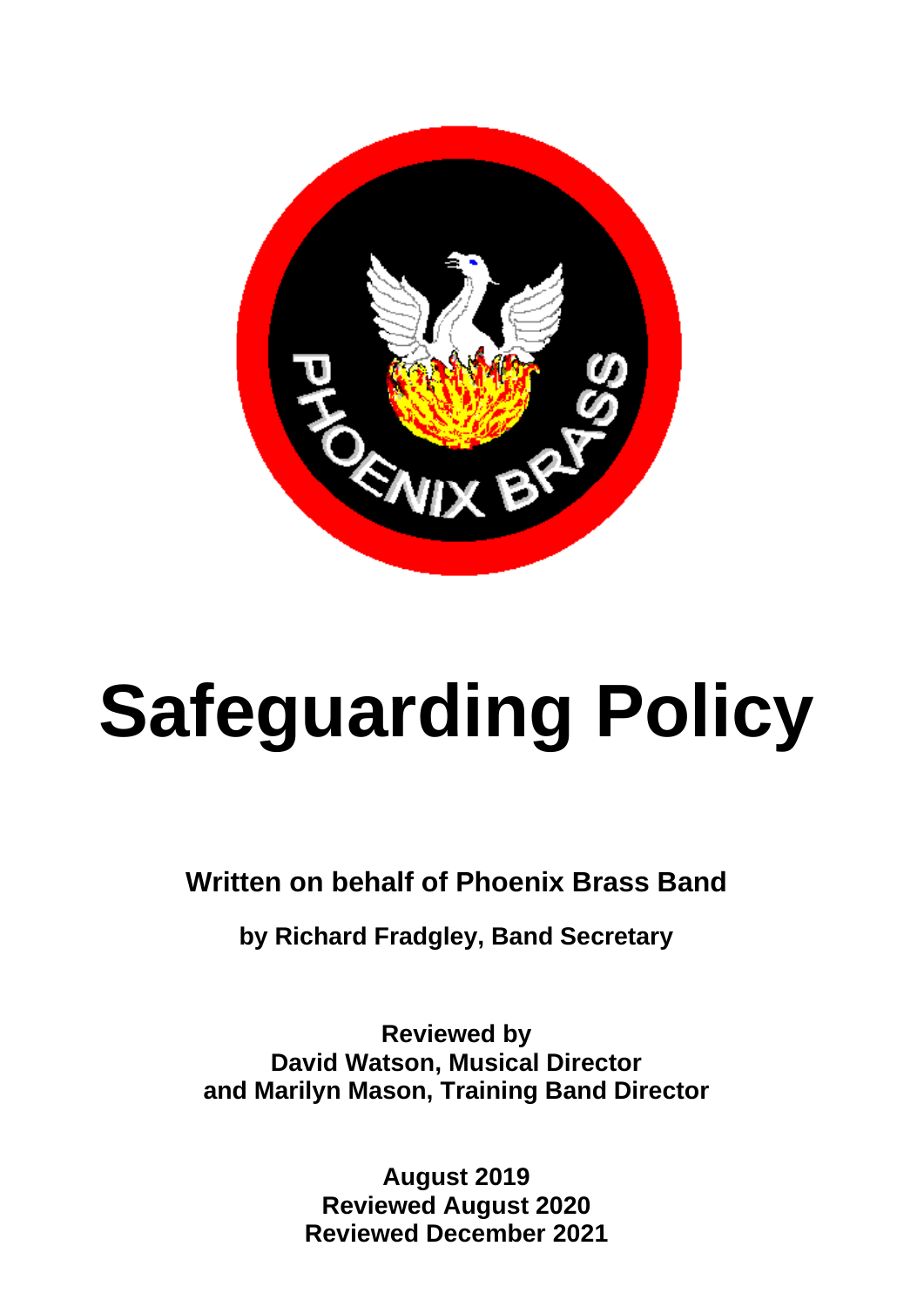# Safeguarding Policy

**Written on behalf of Phoenix Brass Band**

**by Richard Fradgley, Band Secretary**

**Reviewed by**
**David Watson, Musical Director**
**and Marilyn Mason, Training Band Director**

**August 2019**
**Reviewed August 2020**
**Reviewed December 2021**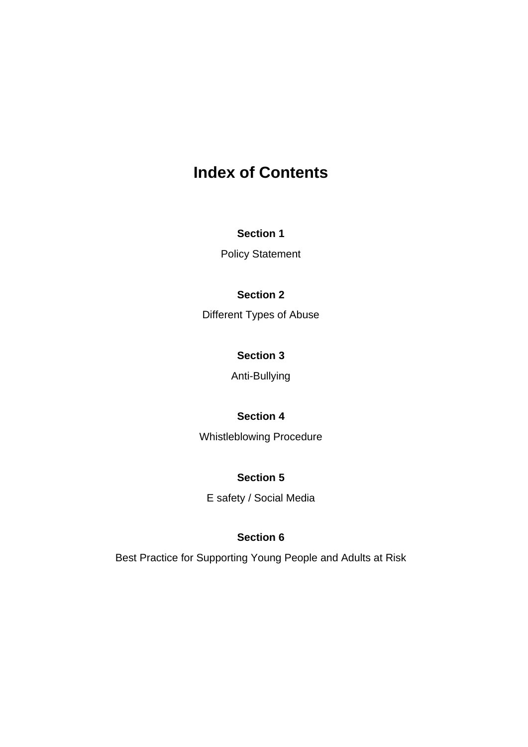# Index of Contents

**Section 1**

Policy Statement

**Section 2**

Different Types of Abuse

**Section 3**

Anti-Bullying

**Section 4**

Whistleblowing Procedure

**Section 5**

E safety / Social Media

**Section 6**

Best Practice for Supporting Young People and Adults at Risk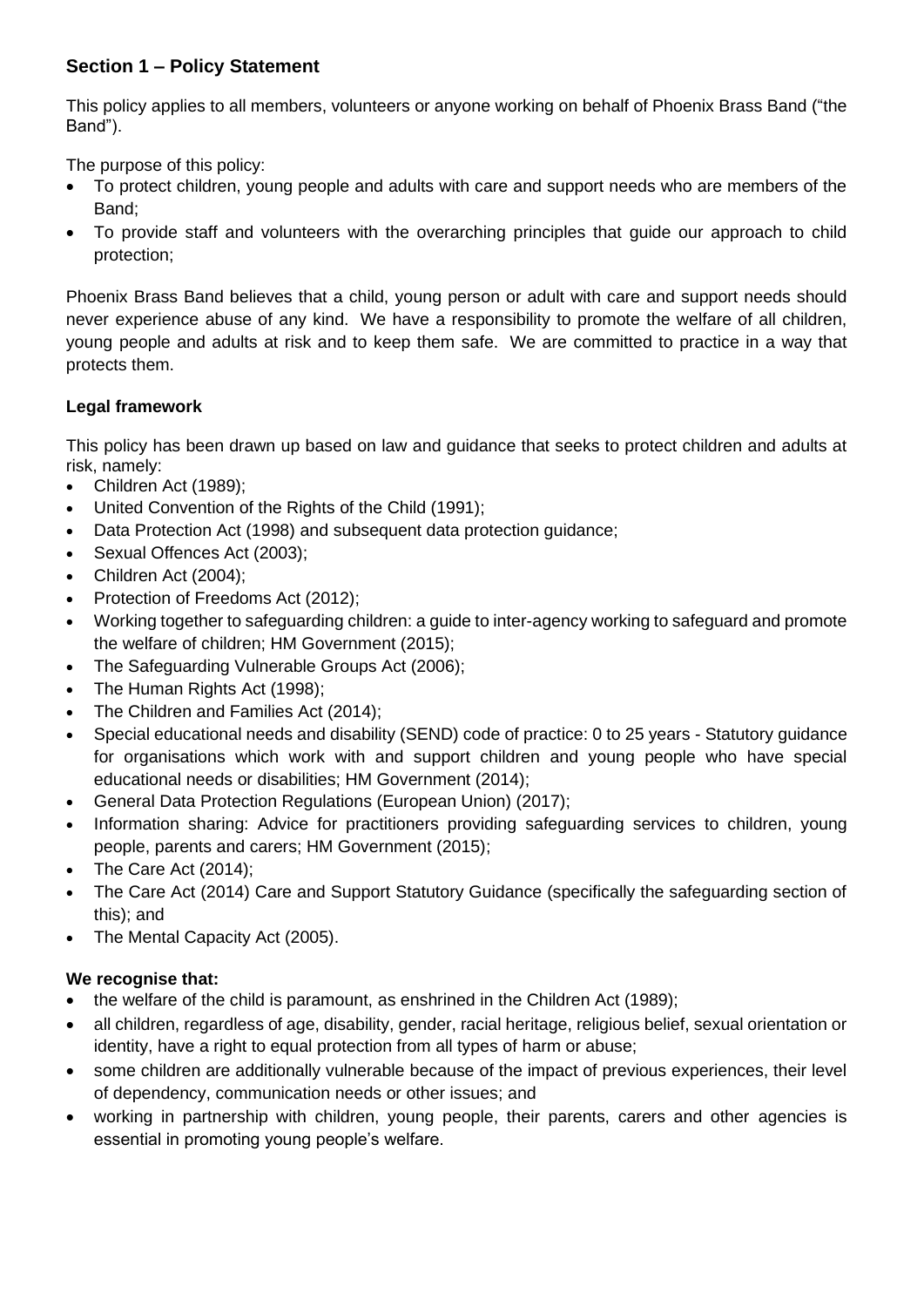## Section 1 – Policy Statement

This policy applies to all members, volunteers or anyone working on behalf of Phoenix Brass Band ("the Band").

The purpose of this policy:

- To protect children, young people and adults with care and support needs who are members of the Band;
- To provide staff and volunteers with the overarching principles that guide our approach to child protection;

Phoenix Brass Band believes that a child, young person or adult with care and support needs should never experience abuse of any kind. We have a responsibility to promote the welfare of all children, young people and adults at risk and to keep them safe. We are committed to practice in a way that protects them.

### Legal framework

This policy has been drawn up based on law and guidance that seeks to protect children and adults at risk, namely:

- Children Act (1989);
- United Convention of the Rights of the Child (1991);
- Data Protection Act (1998) and subsequent data protection guidance;
- Sexual Offences Act (2003);
- Children Act (2004);
- Protection of Freedoms Act (2012);
- Working together to safeguarding children: a guide to inter-agency working to safeguard and promote the welfare of children; HM Government (2015);
- The Safeguarding Vulnerable Groups Act (2006);
- The Human Rights Act (1998);
- The Children and Families Act (2014);
- Special educational needs and disability (SEND) code of practice: 0 to 25 years - Statutory guidance for organisations which work with and support children and young people who have special educational needs or disabilities; HM Government (2014);
- General Data Protection Regulations (European Union) (2017);
- Information sharing: Advice for practitioners providing safeguarding services to children, young people, parents and carers; HM Government (2015);
- The Care Act (2014);
- The Care Act (2014) Care and Support Statutory Guidance (specifically the safeguarding section of this); and
- The Mental Capacity Act (2005).

### We recognise that:

- the welfare of the child is paramount, as enshrined in the Children Act (1989);
- all children, regardless of age, disability, gender, racial heritage, religious belief, sexual orientation or identity, have a right to equal protection from all types of harm or abuse;
- some children are additionally vulnerable because of the impact of previous experiences, their level of dependency, communication needs or other issues; and
- working in partnership with children, young people, their parents, carers and other agencies is essential in promoting young people's welfare.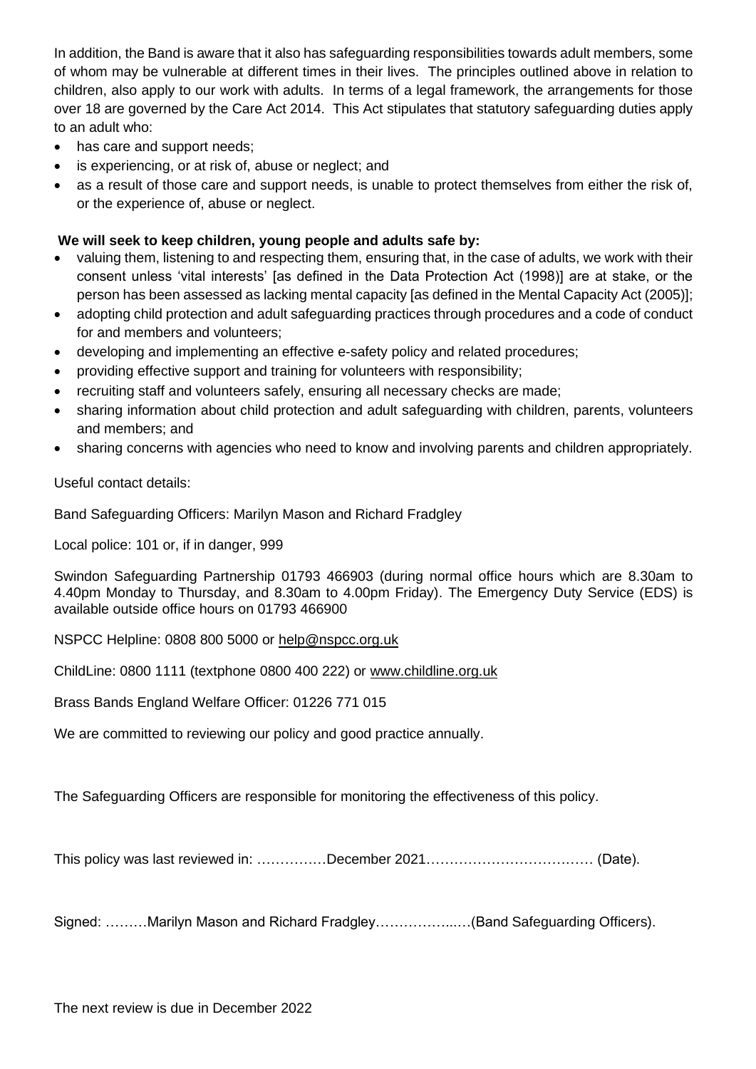In addition, the Band is aware that it also has safeguarding responsibilities towards adult members, some of whom may be vulnerable at different times in their lives. The principles outlined above in relation to children, also apply to our work with adults. In terms of a legal framework, the arrangements for those over 18 are governed by the Care Act 2014. This Act stipulates that statutory safeguarding duties apply to an adult who:

- has care and support needs;
- is experiencing, or at risk of, abuse or neglect; and
- as a result of those care and support needs, is unable to protect themselves from either the risk of, or the experience of, abuse or neglect.

**We will seek to keep children, young people and adults safe by:**

- valuing them, listening to and respecting them, ensuring that, in the case of adults, we work with their consent unless 'vital interests' [as defined in the Data Protection Act (1998)] are at stake, or the person has been assessed as lacking mental capacity [as defined in the Mental Capacity Act (2005)];
- adopting child protection and adult safeguarding practices through procedures and a code of conduct for and members and volunteers;
- developing and implementing an effective e-safety policy and related procedures;
- providing effective support and training for volunteers with responsibility;
- recruiting staff and volunteers safely, ensuring all necessary checks are made;
- sharing information about child protection and adult safeguarding with children, parents, volunteers and members; and
- sharing concerns with agencies who need to know and involving parents and children appropriately.

Useful contact details:

Band Safeguarding Officers: Marilyn Mason and Richard Fradgley

Local police: 101 or, if in danger, 999

Swindon Safeguarding Partnership 01793 466903 (during normal office hours which are 8.30am to 4.40pm Monday to Thursday, and 8.30am to 4.00pm Friday). The Emergency Duty Service (EDS) is available outside office hours on 01793 466900

NSPCC Helpline: 0808 800 5000 or help@nspcc.org.uk

ChildLine: 0800 1111 (textphone 0800 400 222) or www.childline.org.uk

Brass Bands England Welfare Officer: 01226 771 015

We are committed to reviewing our policy and good practice annually.

The Safeguarding Officers are responsible for monitoring the effectiveness of this policy.

This policy was last reviewed in: ……………December 2021……………………………… (Date).

Signed: ………Marilyn Mason and Richard Fradgley……………..…(Band Safeguarding Officers).

The next review is due in December 2022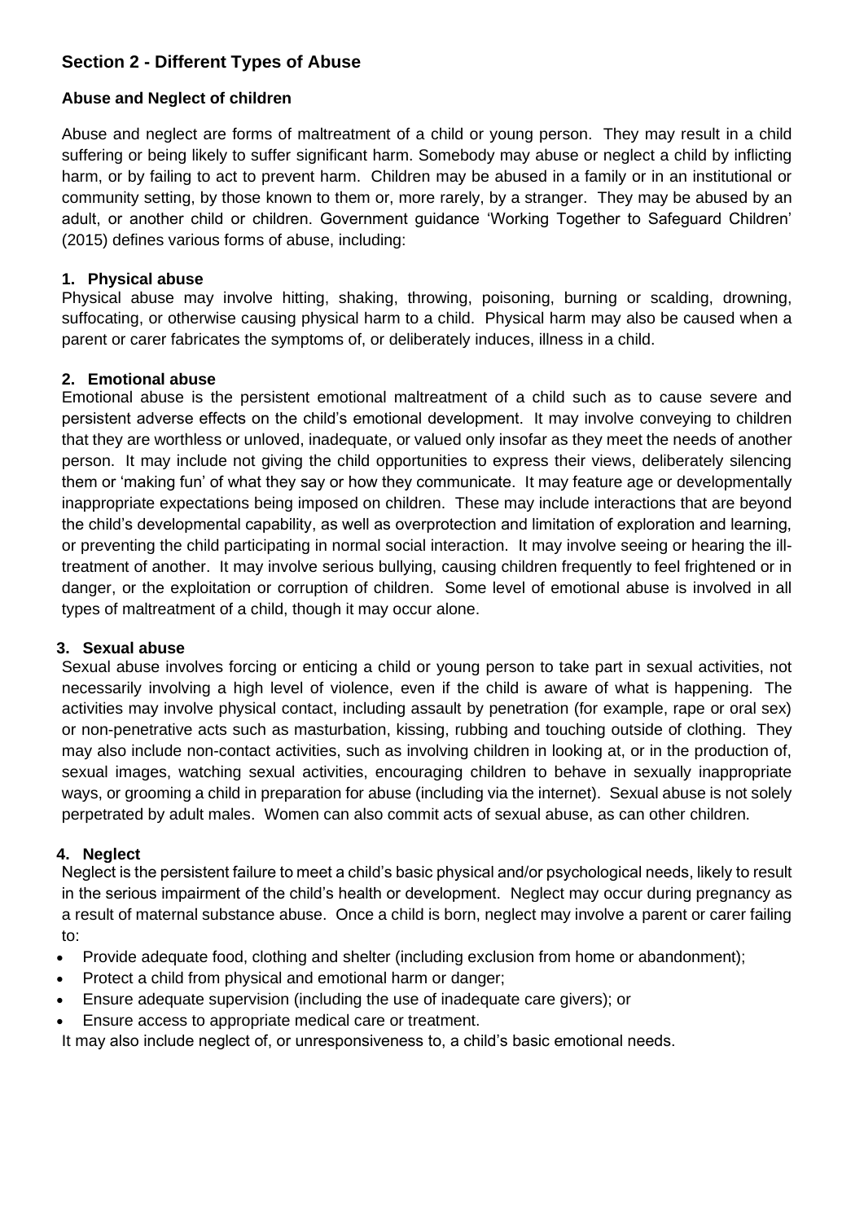## Section 2 - Different Types of Abuse

### Abuse and Neglect of children

Abuse and neglect are forms of maltreatment of a child or young person. They may result in a child suffering or being likely to suffer significant harm. Somebody may abuse or neglect a child by inflicting harm, or by failing to act to prevent harm. Children may be abused in a family or in an institutional or community setting, by those known to them or, more rarely, by a stranger. They may be abused by an adult, or another child or children. Government guidance 'Working Together to Safeguard Children' (2015) defines various forms of abuse, including:

#### 1. Physical abuse

Physical abuse may involve hitting, shaking, throwing, poisoning, burning or scalding, drowning, suffocating, or otherwise causing physical harm to a child. Physical harm may also be caused when a parent or carer fabricates the symptoms of, or deliberately induces, illness in a child.

#### 2. Emotional abuse

Emotional abuse is the persistent emotional maltreatment of a child such as to cause severe and persistent adverse effects on the child's emotional development. It may involve conveying to children that they are worthless or unloved, inadequate, or valued only insofar as they meet the needs of another person. It may include not giving the child opportunities to express their views, deliberately silencing them or 'making fun' of what they say or how they communicate. It may feature age or developmentally inappropriate expectations being imposed on children. These may include interactions that are beyond the child's developmental capability, as well as overprotection and limitation of exploration and learning, or preventing the child participating in normal social interaction. It may involve seeing or hearing the ill-treatment of another. It may involve serious bullying, causing children frequently to feel frightened or in danger, or the exploitation or corruption of children. Some level of emotional abuse is involved in all types of maltreatment of a child, though it may occur alone.

#### 3. Sexual abuse

Sexual abuse involves forcing or enticing a child or young person to take part in sexual activities, not necessarily involving a high level of violence, even if the child is aware of what is happening. The activities may involve physical contact, including assault by penetration (for example, rape or oral sex) or non-penetrative acts such as masturbation, kissing, rubbing and touching outside of clothing. They may also include non-contact activities, such as involving children in looking at, or in the production of, sexual images, watching sexual activities, encouraging children to behave in sexually inappropriate ways, or grooming a child in preparation for abuse (including via the internet). Sexual abuse is not solely perpetrated by adult males. Women can also commit acts of sexual abuse, as can other children.

#### 4. Neglect

Neglect is the persistent failure to meet a child's basic physical and/or psychological needs, likely to result in the serious impairment of the child's health or development. Neglect may occur during pregnancy as a result of maternal substance abuse. Once a child is born, neglect may involve a parent or carer failing to:

- Provide adequate food, clothing and shelter (including exclusion from home or abandonment);
- Protect a child from physical and emotional harm or danger;
- Ensure adequate supervision (including the use of inadequate care givers); or
- Ensure access to appropriate medical care or treatment.

It may also include neglect of, or unresponsiveness to, a child's basic emotional needs.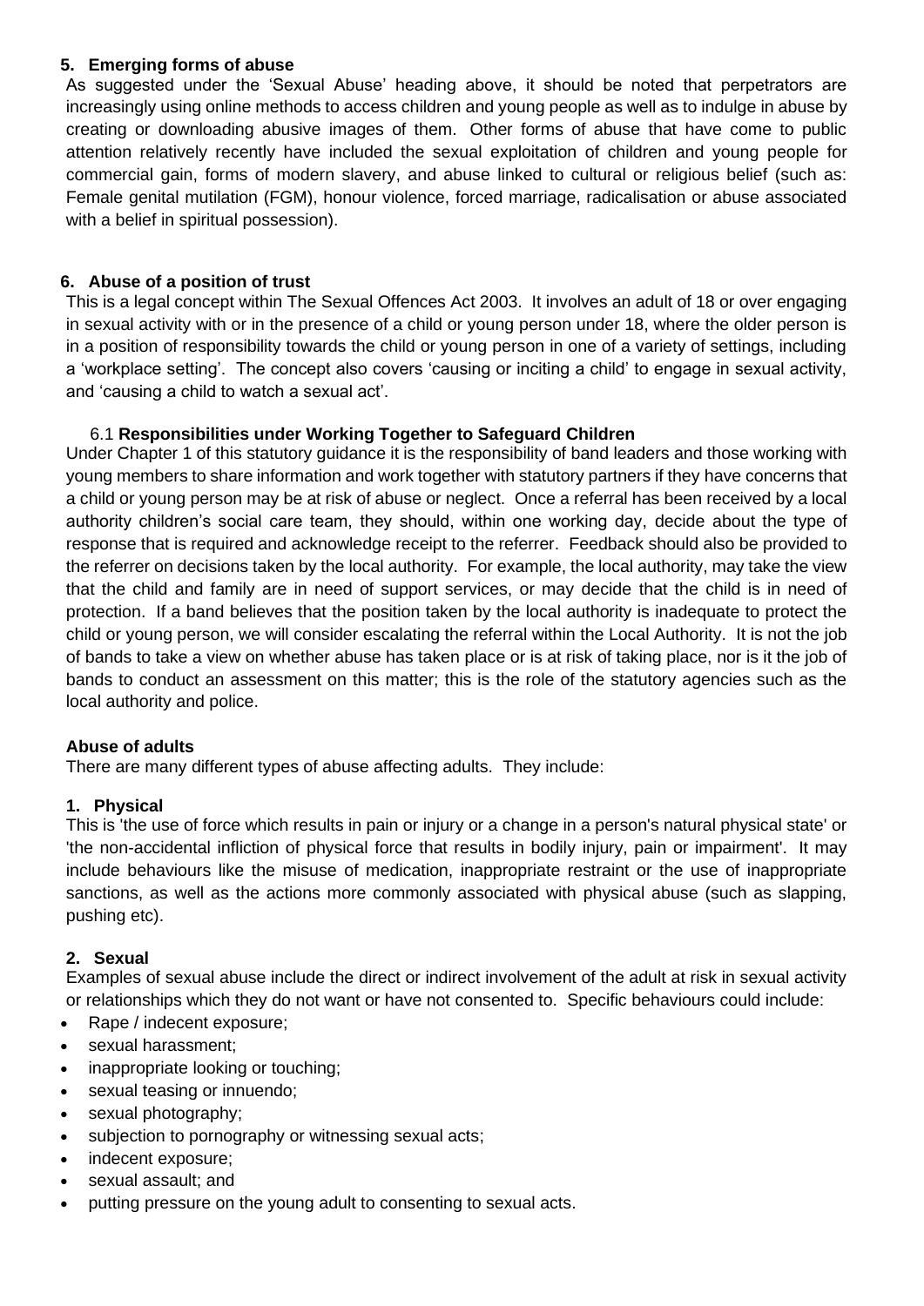## 5. Emerging forms of abuse

As suggested under the 'Sexual Abuse' heading above, it should be noted that perpetrators are increasingly using online methods to access children and young people as well as to indulge in abuse by creating or downloading abusive images of them. Other forms of abuse that have come to public attention relatively recently have included the sexual exploitation of children and young people for commercial gain, forms of modern slavery, and abuse linked to cultural or religious belief (such as: Female genital mutilation (FGM), honour violence, forced marriage, radicalisation or abuse associated with a belief in spiritual possession).

## 6. Abuse of a position of trust

This is a legal concept within The Sexual Offences Act 2003. It involves an adult of 18 or over engaging in sexual activity with or in the presence of a child or young person under 18, where the older person is in a position of responsibility towards the child or young person in one of a variety of settings, including a 'workplace setting'. The concept also covers 'causing or inciting a child' to engage in sexual activity, and 'causing a child to watch a sexual act'.

### 6.1 Responsibilities under Working Together to Safeguard Children

Under Chapter 1 of this statutory guidance it is the responsibility of band leaders and those working with young members to share information and work together with statutory partners if they have concerns that a child or young person may be at risk of abuse or neglect. Once a referral has been received by a local authority children's social care team, they should, within one working day, decide about the type of response that is required and acknowledge receipt to the referrer. Feedback should also be provided to the referrer on decisions taken by the local authority. For example, the local authority, may take the view that the child and family are in need of support services, or may decide that the child is in need of protection. If a band believes that the position taken by the local authority is inadequate to protect the child or young person, we will consider escalating the referral within the Local Authority. It is not the job of bands to take a view on whether abuse has taken place or is at risk of taking place, nor is it the job of bands to conduct an assessment on this matter; this is the role of the statutory agencies such as the local authority and police.

## Abuse of adults

There are many different types of abuse affecting adults. They include:

## 1. Physical

This is 'the use of force which results in pain or injury or a change in a person's natural physical state' or 'the non-accidental infliction of physical force that results in bodily injury, pain or impairment'. It may include behaviours like the misuse of medication, inappropriate restraint or the use of inappropriate sanctions, as well as the actions more commonly associated with physical abuse (such as slapping, pushing etc).

## 2. Sexual

Examples of sexual abuse include the direct or indirect involvement of the adult at risk in sexual activity or relationships which they do not want or have not consented to. Specific behaviours could include:

- Rape / indecent exposure;
- sexual harassment;
- inappropriate looking or touching;
- sexual teasing or innuendo;
- sexual photography;
- subjection to pornography or witnessing sexual acts;
- indecent exposure;
- sexual assault; and
- putting pressure on the young adult to consenting to sexual acts.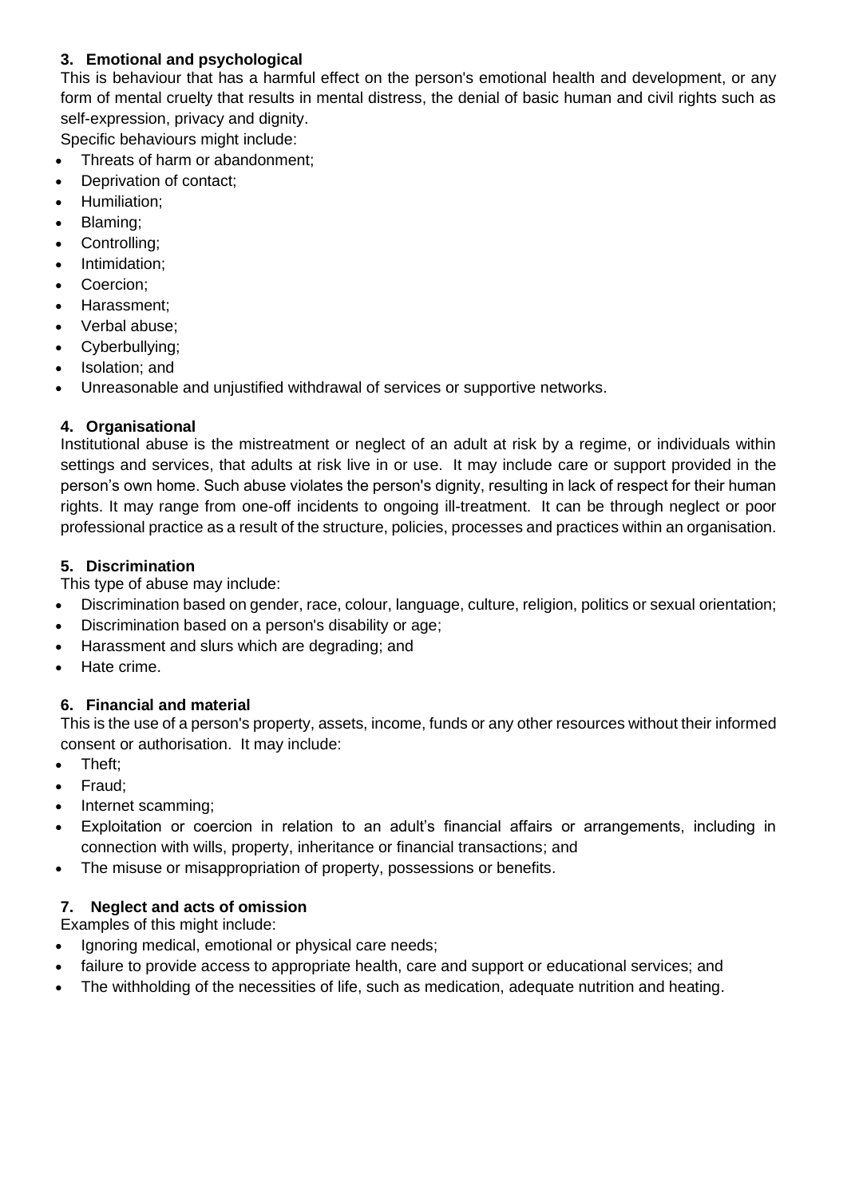### 3. Emotional and psychological

This is behaviour that has a harmful effect on the person's emotional health and development, or any form of mental cruelty that results in mental distress, the denial of basic human and civil rights such as self-expression, privacy and dignity.

Specific behaviours might include:

- Threats of harm or abandonment;
- Deprivation of contact;
- Humiliation;
- Blaming;
- Controlling;
- Intimidation;
- Coercion;
- Harassment;
- Verbal abuse;
- Cyberbullying;
- Isolation; and
- Unreasonable and unjustified withdrawal of services or supportive networks.

### 4. Organisational

Institutional abuse is the mistreatment or neglect of an adult at risk by a regime, or individuals within settings and services, that adults at risk live in or use. It may include care or support provided in the person's own home. Such abuse violates the person's dignity, resulting in lack of respect for their human rights. It may range from one-off incidents to ongoing ill-treatment. It can be through neglect or poor professional practice as a result of the structure, policies, processes and practices within an organisation.

### 5. Discrimination

This type of abuse may include:

- Discrimination based on gender, race, colour, language, culture, religion, politics or sexual orientation;
- Discrimination based on a person's disability or age;
- Harassment and slurs which are degrading; and
- Hate crime.

### 6. Financial and material

This is the use of a person's property, assets, income, funds or any other resources without their informed consent or authorisation. It may include:

- Theft;
- Fraud;
- Internet scamming;
- Exploitation or coercion in relation to an adult's financial affairs or arrangements, including in connection with wills, property, inheritance or financial transactions; and
- The misuse or misappropriation of property, possessions or benefits.

### 7. Neglect and acts of omission

Examples of this might include:

- Ignoring medical, emotional or physical care needs;
- failure to provide access to appropriate health, care and support or educational services; and
- The withholding of the necessities of life, such as medication, adequate nutrition and heating.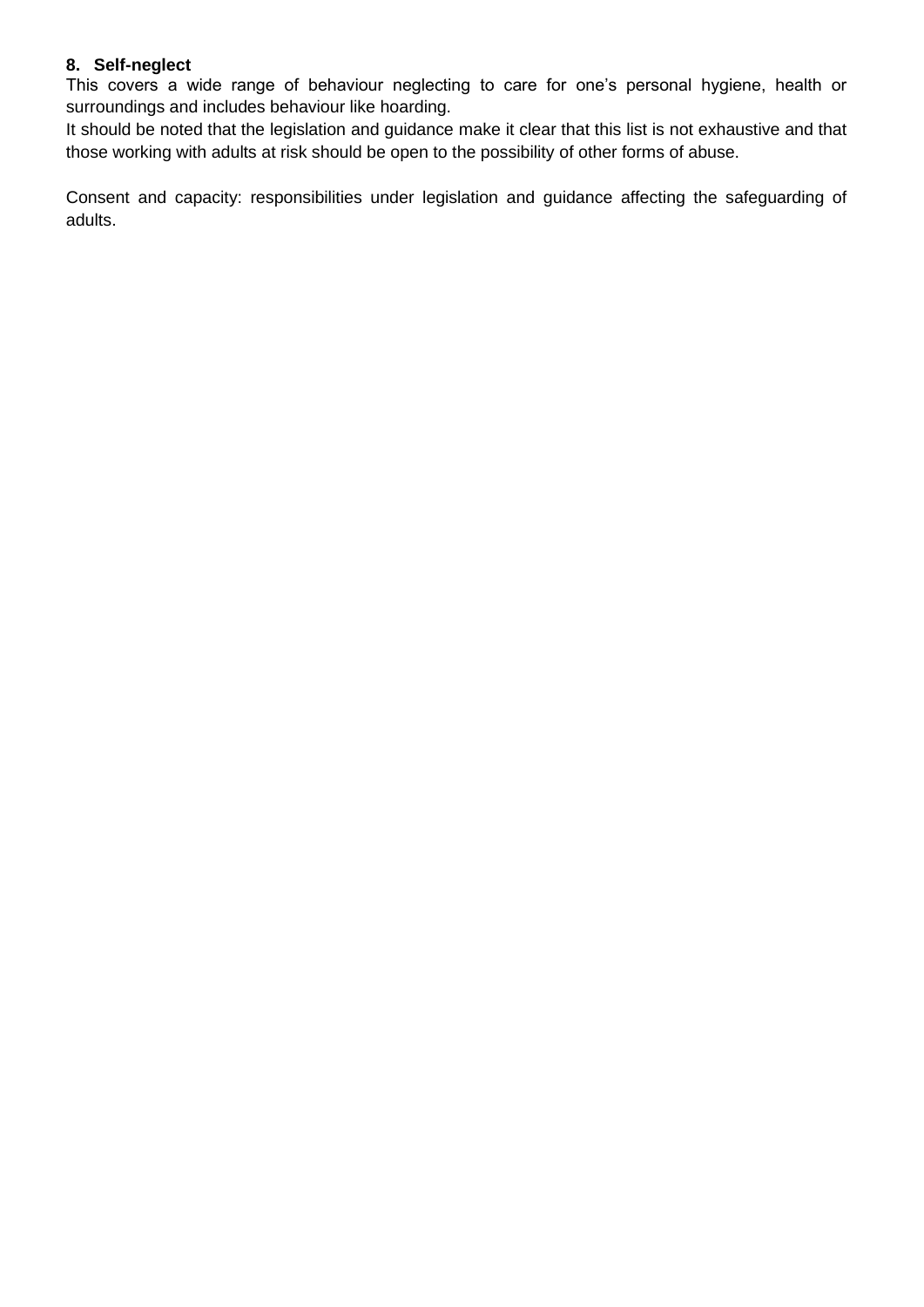**8. Self-neglect**

This covers a wide range of behaviour neglecting to care for one's personal hygiene, health or surroundings and includes behaviour like hoarding.

It should be noted that the legislation and guidance make it clear that this list is not exhaustive and that those working with adults at risk should be open to the possibility of other forms of abuse.

Consent and capacity: responsibilities under legislation and guidance affecting the safeguarding of adults.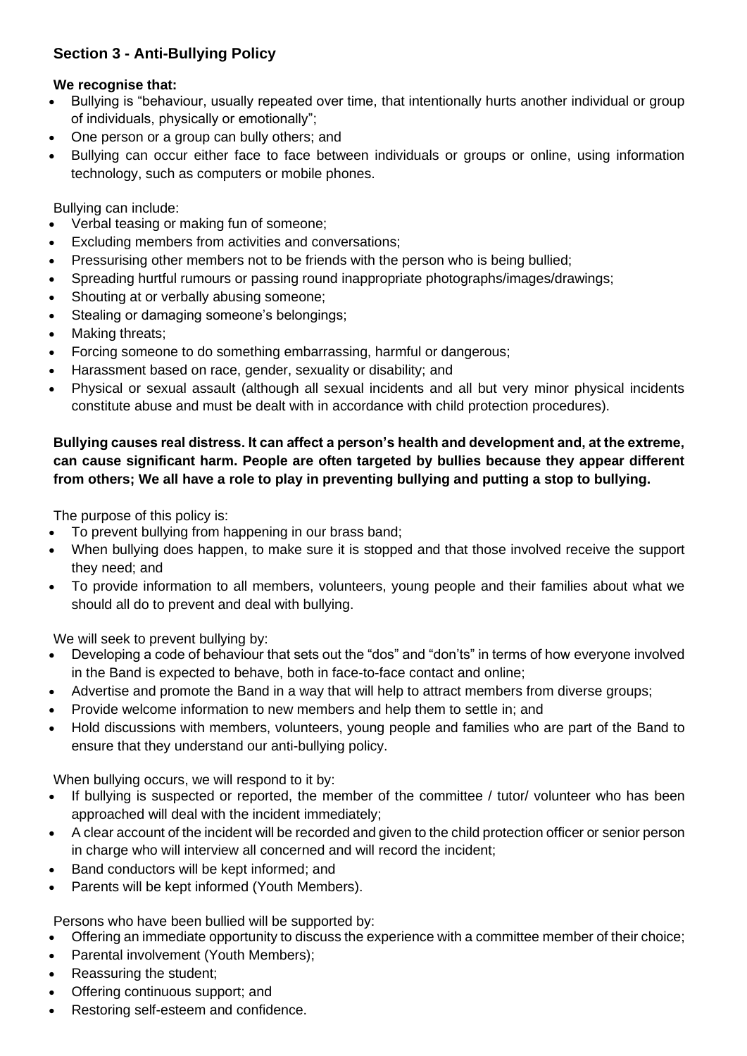## Section 3 - Anti-Bullying Policy

**We recognise that:**

- Bullying is "behaviour, usually repeated over time, that intentionally hurts another individual or group of individuals, physically or emotionally";
- One person or a group can bully others; and
- Bullying can occur either face to face between individuals or groups or online, using information technology, such as computers or mobile phones.

Bullying can include:

- Verbal teasing or making fun of someone;
- Excluding members from activities and conversations;
- Pressurising other members not to be friends with the person who is being bullied;
- Spreading hurtful rumours or passing round inappropriate photographs/images/drawings;
- Shouting at or verbally abusing someone;
- Stealing or damaging someone's belongings;
- Making threats;
- Forcing someone to do something embarrassing, harmful or dangerous;
- Harassment based on race, gender, sexuality or disability; and
- Physical or sexual assault (although all sexual incidents and all but very minor physical incidents constitute abuse and must be dealt with in accordance with child protection procedures).

**Bullying causes real distress. It can affect a person's health and development and, at the extreme, can cause significant harm. People are often targeted by bullies because they appear different from others; We all have a role to play in preventing bullying and putting a stop to bullying.**

The purpose of this policy is:

- To prevent bullying from happening in our brass band;
- When bullying does happen, to make sure it is stopped and that those involved receive the support they need; and
- To provide information to all members, volunteers, young people and their families about what we should all do to prevent and deal with bullying.

We will seek to prevent bullying by:

- Developing a code of behaviour that sets out the "dos" and "don'ts" in terms of how everyone involved in the Band is expected to behave, both in face-to-face contact and online;
- Advertise and promote the Band in a way that will help to attract members from diverse groups;
- Provide welcome information to new members and help them to settle in; and
- Hold discussions with members, volunteers, young people and families who are part of the Band to ensure that they understand our anti-bullying policy.

When bullying occurs, we will respond to it by:

- If bullying is suspected or reported, the member of the committee / tutor/ volunteer who has been approached will deal with the incident immediately;
- A clear account of the incident will be recorded and given to the child protection officer or senior person in charge who will interview all concerned and will record the incident;
- Band conductors will be kept informed; and
- Parents will be kept informed (Youth Members).

Persons who have been bullied will be supported by:

- Offering an immediate opportunity to discuss the experience with a committee member of their choice;
- Parental involvement (Youth Members);
- Reassuring the student;
- Offering continuous support; and
- Restoring self-esteem and confidence.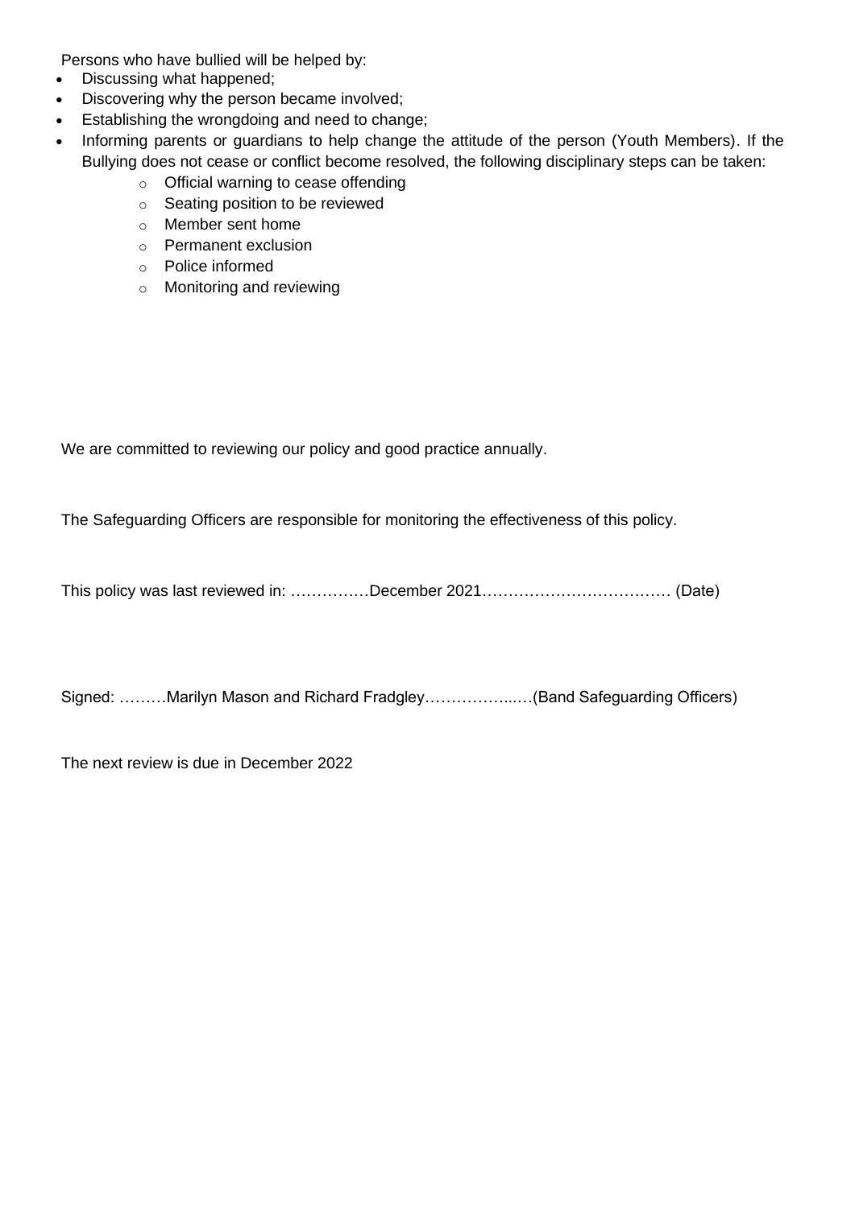Persons who have bullied will be helped by:

- Discussing what happened;
- Discovering why the person became involved;
- Establishing the wrongdoing and need to change;
- Informing parents or guardians to help change the attitude of the person (Youth Members). If the Bullying does not cease or conflict become resolved, the following disciplinary steps can be taken:
    - Official warning to cease offending
    - Seating position to be reviewed
    - Member sent home
    - Permanent exclusion
    - Police informed
    - Monitoring and reviewing

We are committed to reviewing our policy and good practice annually.

The Safeguarding Officers are responsible for monitoring the effectiveness of this policy.

This policy was last reviewed in: ……………December 2021……………………………… (Date)

Signed: ………Marilyn Mason and Richard Fradgley……………..…(Band Safeguarding Officers)

The next review is due in December 2022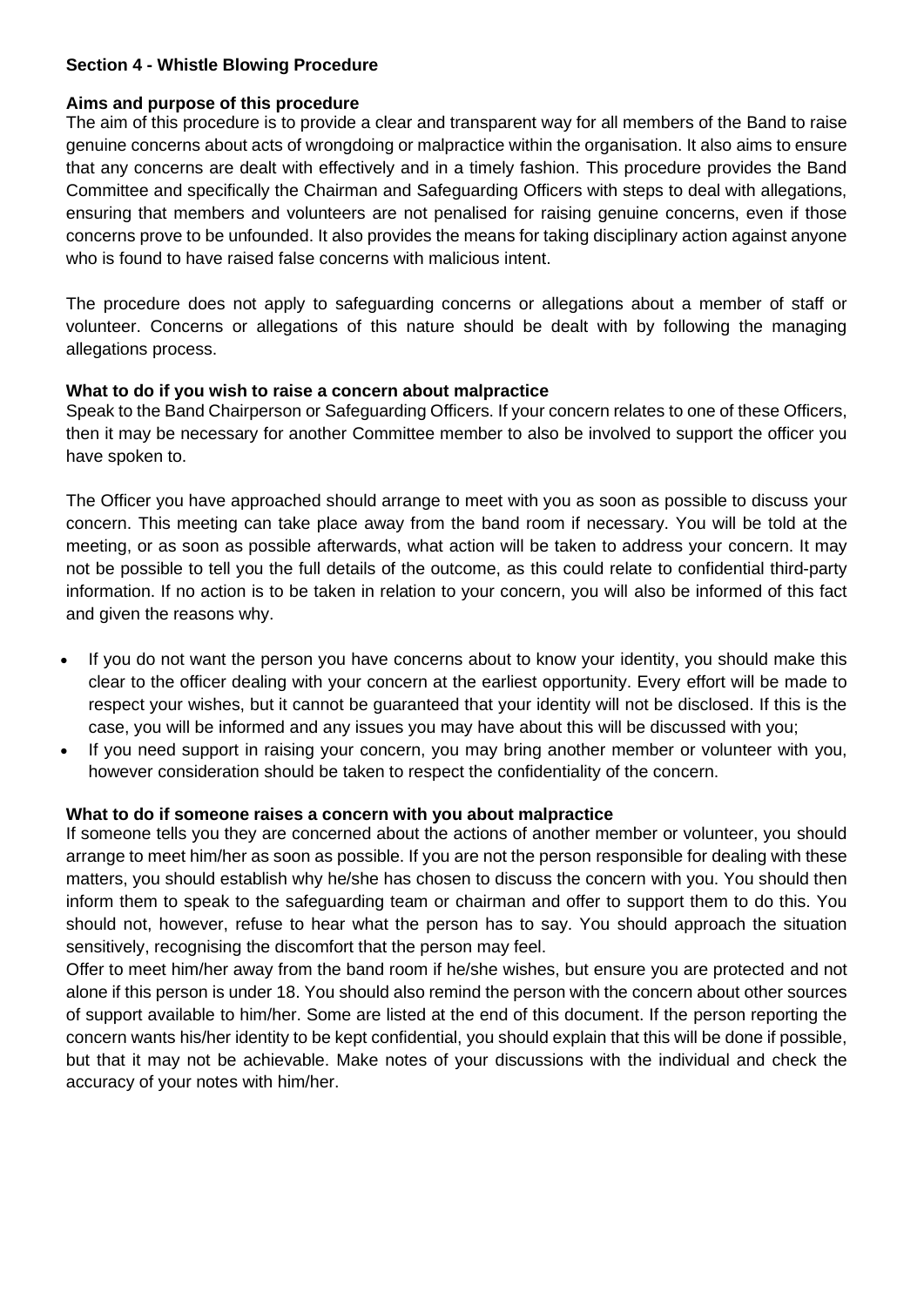## Section 4 - Whistle Blowing Procedure

### Aims and purpose of this procedure

The aim of this procedure is to provide a clear and transparent way for all members of the Band to raise genuine concerns about acts of wrongdoing or malpractice within the organisation. It also aims to ensure that any concerns are dealt with effectively and in a timely fashion. This procedure provides the Band Committee and specifically the Chairman and Safeguarding Officers with steps to deal with allegations, ensuring that members and volunteers are not penalised for raising genuine concerns, even if those concerns prove to be unfounded. It also provides the means for taking disciplinary action against anyone who is found to have raised false concerns with malicious intent.

The procedure does not apply to safeguarding concerns or allegations about a member of staff or volunteer. Concerns or allegations of this nature should be dealt with by following the managing allegations process.

### What to do if you wish to raise a concern about malpractice

Speak to the Band Chairperson or Safeguarding Officers. If your concern relates to one of these Officers, then it may be necessary for another Committee member to also be involved to support the officer you have spoken to.

The Officer you have approached should arrange to meet with you as soon as possible to discuss your concern. This meeting can take place away from the band room if necessary. You will be told at the meeting, or as soon as possible afterwards, what action will be taken to address your concern. It may not be possible to tell you the full details of the outcome, as this could relate to confidential third-party information. If no action is to be taken in relation to your concern, you will also be informed of this fact and given the reasons why.

- If you do not want the person you have concerns about to know your identity, you should make this clear to the officer dealing with your concern at the earliest opportunity. Every effort will be made to respect your wishes, but it cannot be guaranteed that your identity will not be disclosed. If this is the case, you will be informed and any issues you may have about this will be discussed with you;
- If you need support in raising your concern, you may bring another member or volunteer with you, however consideration should be taken to respect the confidentiality of the concern.

### What to do if someone raises a concern with you about malpractice

If someone tells you they are concerned about the actions of another member or volunteer, you should arrange to meet him/her as soon as possible. If you are not the person responsible for dealing with these matters, you should establish why he/she has chosen to discuss the concern with you. You should then inform them to speak to the safeguarding team or chairman and offer to support them to do this. You should not, however, refuse to hear what the person has to say. You should approach the situation sensitively, recognising the discomfort that the person may feel.

Offer to meet him/her away from the band room if he/she wishes, but ensure you are protected and not alone if this person is under 18. You should also remind the person with the concern about other sources of support available to him/her. Some are listed at the end of this document. If the person reporting the concern wants his/her identity to be kept confidential, you should explain that this will be done if possible, but that it may not be achievable. Make notes of your discussions with the individual and check the accuracy of your notes with him/her.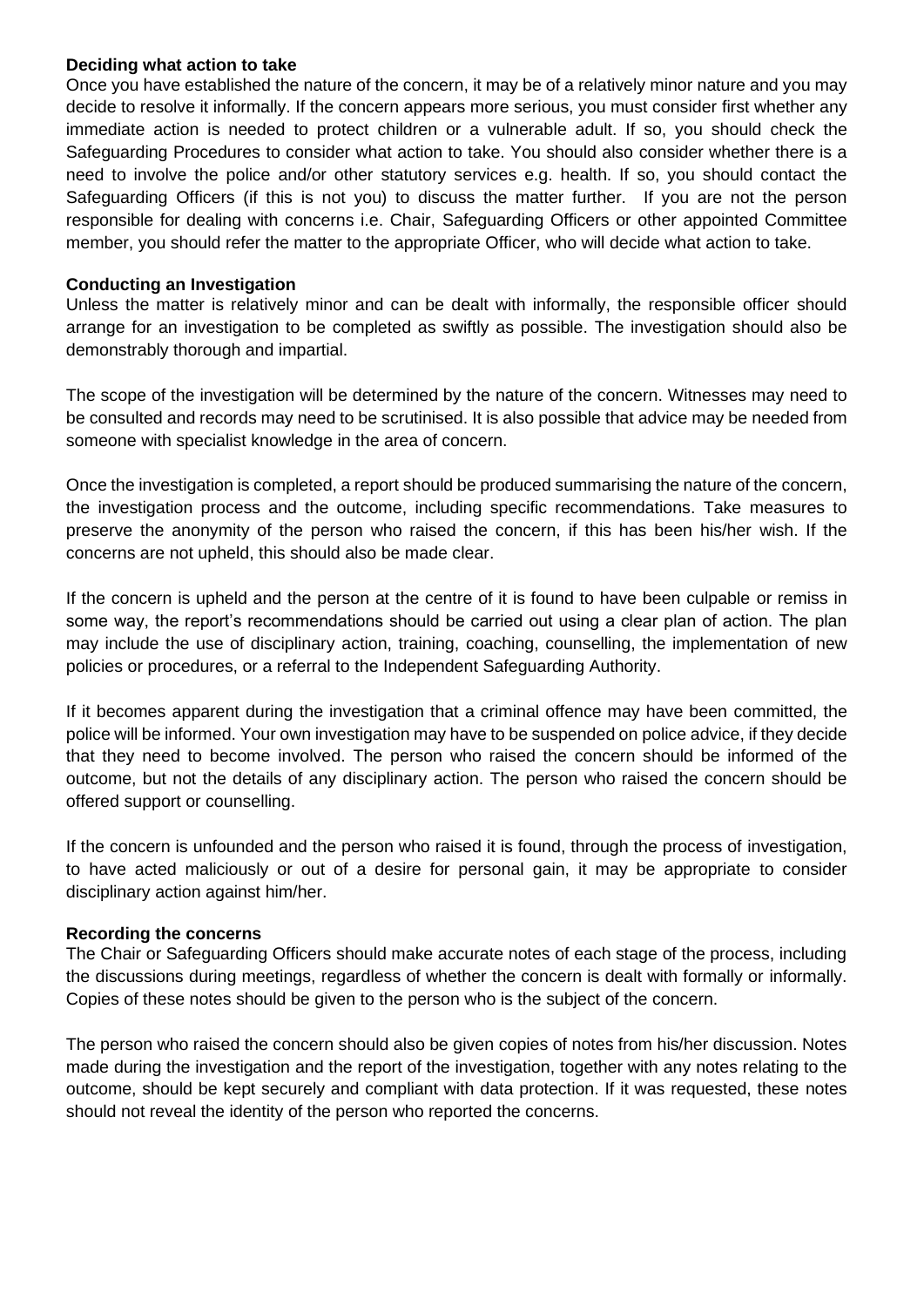**Deciding what action to take**

Once you have established the nature of the concern, it may be of a relatively minor nature and you may decide to resolve it informally. If the concern appears more serious, you must consider first whether any immediate action is needed to protect children or a vulnerable adult. If so, you should check the Safeguarding Procedures to consider what action to take. You should also consider whether there is a need to involve the police and/or other statutory services e.g. health. If so, you should contact the Safeguarding Officers (if this is not you) to discuss the matter further. If you are not the person responsible for dealing with concerns i.e. Chair, Safeguarding Officers or other appointed Committee member, you should refer the matter to the appropriate Officer, who will decide what action to take.

**Conducting an Investigation**

Unless the matter is relatively minor and can be dealt with informally, the responsible officer should arrange for an investigation to be completed as swiftly as possible. The investigation should also be demonstrably thorough and impartial.

The scope of the investigation will be determined by the nature of the concern. Witnesses may need to be consulted and records may need to be scrutinised. It is also possible that advice may be needed from someone with specialist knowledge in the area of concern.

Once the investigation is completed, a report should be produced summarising the nature of the concern, the investigation process and the outcome, including specific recommendations. Take measures to preserve the anonymity of the person who raised the concern, if this has been his/her wish. If the concerns are not upheld, this should also be made clear.

If the concern is upheld and the person at the centre of it is found to have been culpable or remiss in some way, the report's recommendations should be carried out using a clear plan of action. The plan may include the use of disciplinary action, training, coaching, counselling, the implementation of new policies or procedures, or a referral to the Independent Safeguarding Authority.

If it becomes apparent during the investigation that a criminal offence may have been committed, the police will be informed. Your own investigation may have to be suspended on police advice, if they decide that they need to become involved. The person who raised the concern should be informed of the outcome, but not the details of any disciplinary action. The person who raised the concern should be offered support or counselling.

If the concern is unfounded and the person who raised it is found, through the process of investigation, to have acted maliciously or out of a desire for personal gain, it may be appropriate to consider disciplinary action against him/her.

**Recording the concerns**

The Chair or Safeguarding Officers should make accurate notes of each stage of the process, including the discussions during meetings, regardless of whether the concern is dealt with formally or informally. Copies of these notes should be given to the person who is the subject of the concern.

The person who raised the concern should also be given copies of notes from his/her discussion. Notes made during the investigation and the report of the investigation, together with any notes relating to the outcome, should be kept securely and compliant with data protection. If it was requested, these notes should not reveal the identity of the person who reported the concerns.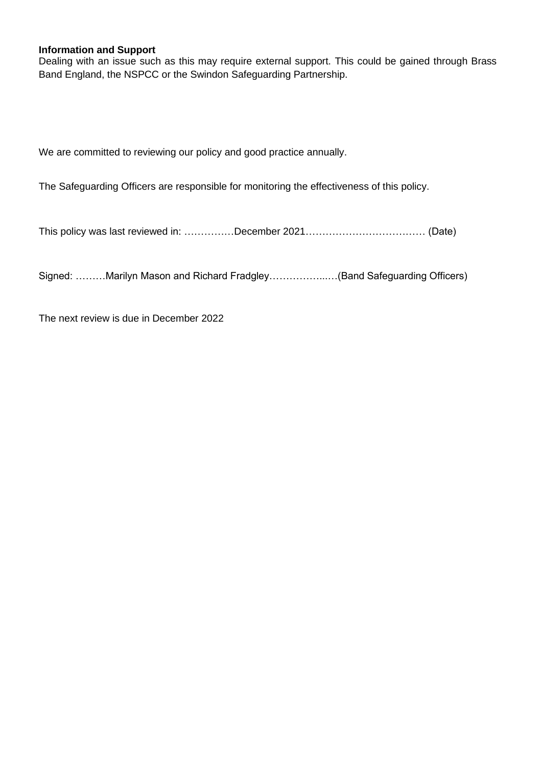**Information and Support**
Dealing with an issue such as this may require external support. This could be gained through Brass Band England, the NSPCC or the Swindon Safeguarding Partnership.

We are committed to reviewing our policy and good practice annually.

The Safeguarding Officers are responsible for monitoring the effectiveness of this policy.

This policy was last reviewed in: ……….…December 2021……………………………… (Date)

Signed: ………Marilyn Mason and Richard Fradgley……………...…(Band Safeguarding Officers)

The next review is due in December 2022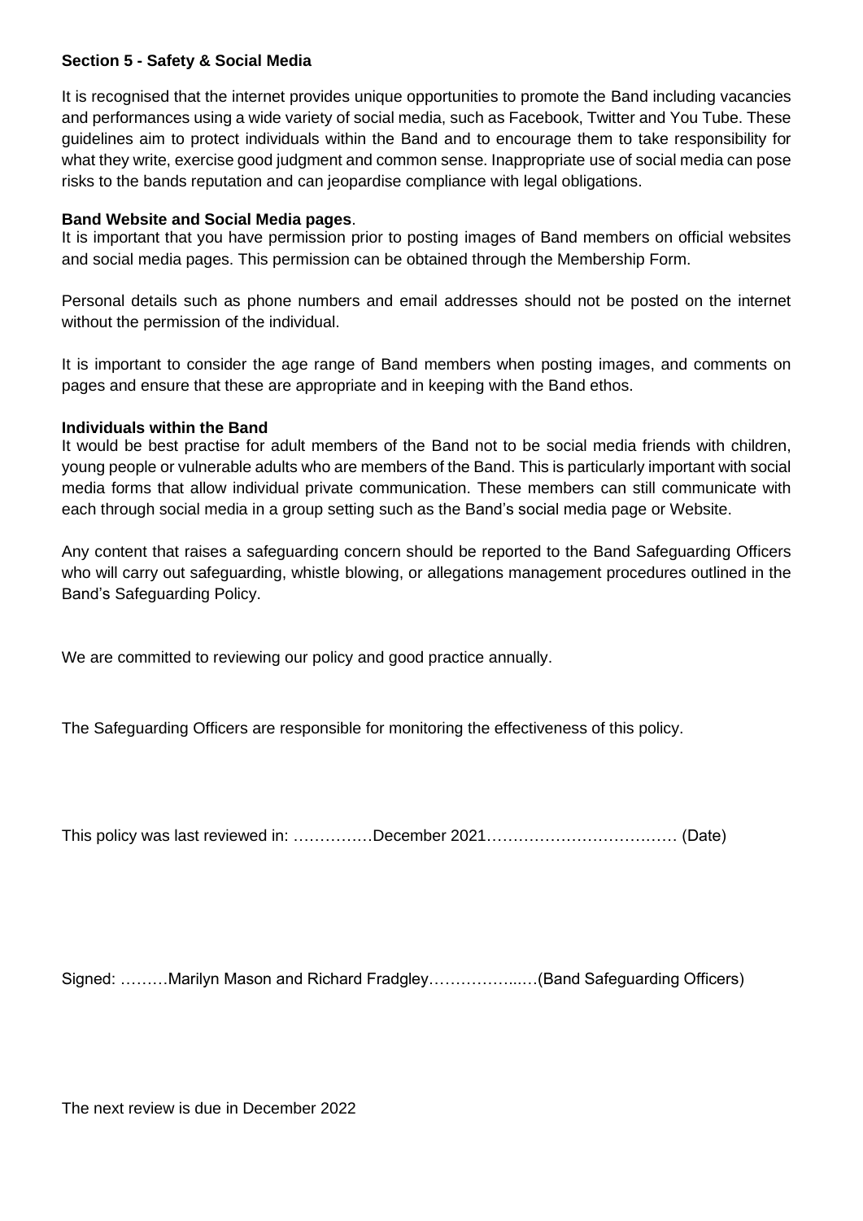**Section 5 - Safety & Social Media**

It is recognised that the internet provides unique opportunities to promote the Band including vacancies and performances using a wide variety of social media, such as Facebook, Twitter and You Tube. These guidelines aim to protect individuals within the Band and to encourage them to take responsibility for what they write, exercise good judgment and common sense. Inappropriate use of social media can pose risks to the bands reputation and can jeopardise compliance with legal obligations.

**Band Website and Social Media pages**.

It is important that you have permission prior to posting images of Band members on official websites and social media pages. This permission can be obtained through the Membership Form.

Personal details such as phone numbers and email addresses should not be posted on the internet without the permission of the individual.

It is important to consider the age range of Band members when posting images, and comments on pages and ensure that these are appropriate and in keeping with the Band ethos.

**Individuals within the Band**

It would be best practise for adult members of the Band not to be social media friends with children, young people or vulnerable adults who are members of the Band. This is particularly important with social media forms that allow individual private communication. These members can still communicate with each through social media in a group setting such as the Band's social media page or Website.

Any content that raises a safeguarding concern should be reported to the Band Safeguarding Officers who will carry out safeguarding, whistle blowing, or allegations management procedures outlined in the Band's Safeguarding Policy.

We are committed to reviewing our policy and good practice annually.

The Safeguarding Officers are responsible for monitoring the effectiveness of this policy.

This policy was last reviewed in: ……………December 2021……………………………… (Date)

Signed: ………Marilyn Mason and Richard Fradgley……………..…(Band Safeguarding Officers)

The next review is due in December 2022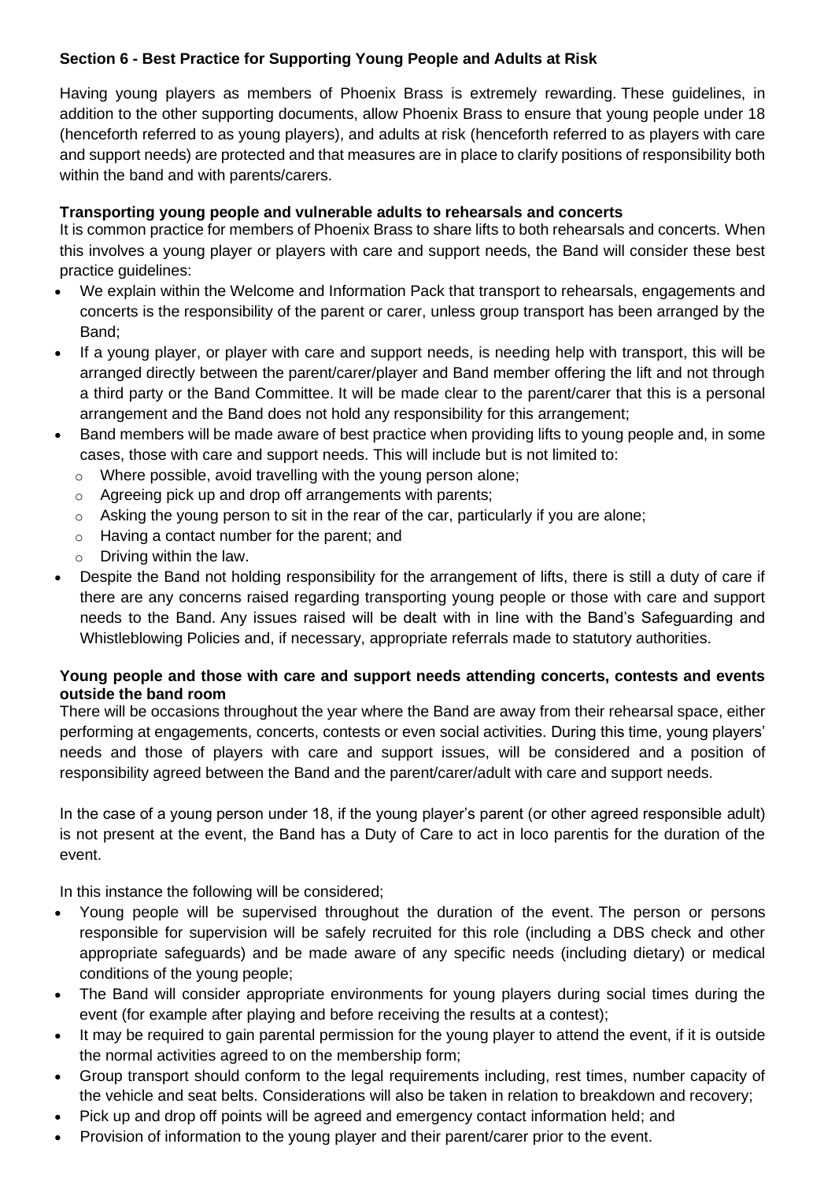## Section 6 - Best Practice for Supporting Young People and Adults at Risk

Having young players as members of Phoenix Brass is extremely rewarding. These guidelines, in addition to the other supporting documents, allow Phoenix Brass to ensure that young people under 18 (henceforth referred to as young players), and adults at risk (henceforth referred to as players with care and support needs) are protected and that measures are in place to clarify positions of responsibility both within the band and with parents/carers.

### Transporting young people and vulnerable adults to rehearsals and concerts

It is common practice for members of Phoenix Brass to share lifts to both rehearsals and concerts. When this involves a young player or players with care and support needs, the Band will consider these best practice guidelines:

- We explain within the Welcome and Information Pack that transport to rehearsals, engagements and concerts is the responsibility of the parent or carer, unless group transport has been arranged by the Band;
- If a young player, or player with care and support needs, is needing help with transport, this will be arranged directly between the parent/carer/player and Band member offering the lift and not through a third party or the Band Committee. It will be made clear to the parent/carer that this is a personal arrangement and the Band does not hold any responsibility for this arrangement;
- Band members will be made aware of best practice when providing lifts to young people and, in some cases, those with care and support needs. This will include but is not limited to:
  - Where possible, avoid travelling with the young person alone;
  - Agreeing pick up and drop off arrangements with parents;
  - Asking the young person to sit in the rear of the car, particularly if you are alone;
  - Having a contact number for the parent; and
  - Driving within the law.
- Despite the Band not holding responsibility for the arrangement of lifts, there is still a duty of care if there are any concerns raised regarding transporting young people or those with care and support needs to the Band. Any issues raised will be dealt with in line with the Band's Safeguarding and Whistleblowing Policies and, if necessary, appropriate referrals made to statutory authorities.

### Young people and those with care and support needs attending concerts, contests and events outside the band room

There will be occasions throughout the year where the Band are away from their rehearsal space, either performing at engagements, concerts, contests or even social activities. During this time, young players' needs and those of players with care and support issues, will be considered and a position of responsibility agreed between the Band and the parent/carer/adult with care and support needs.

In the case of a young person under 18, if the young player's parent (or other agreed responsible adult) is not present at the event, the Band has a Duty of Care to act in loco parentis for the duration of the event.

In this instance the following will be considered;

- Young people will be supervised throughout the duration of the event. The person or persons responsible for supervision will be safely recruited for this role (including a DBS check and other appropriate safeguards) and be made aware of any specific needs (including dietary) or medical conditions of the young people;
- The Band will consider appropriate environments for young players during social times during the event (for example after playing and before receiving the results at a contest);
- It may be required to gain parental permission for the young player to attend the event, if it is outside the normal activities agreed to on the membership form;
- Group transport should conform to the legal requirements including, rest times, number capacity of the vehicle and seat belts. Considerations will also be taken in relation to breakdown and recovery;
- Pick up and drop off points will be agreed and emergency contact information held; and
- Provision of information to the young player and their parent/carer prior to the event.